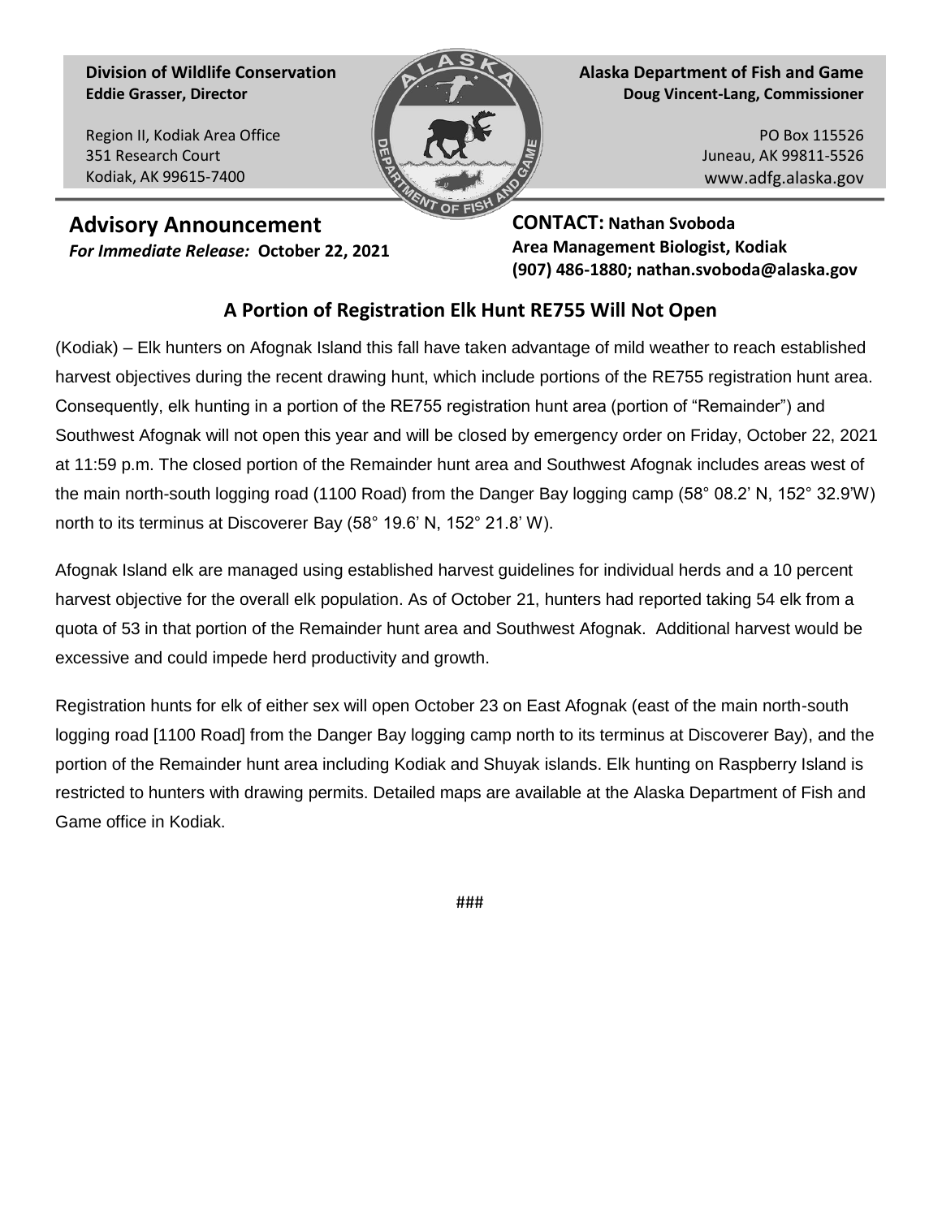**Division of Wildlife Conservation**
**Eddie Grasser, Director**

Region II, Kodiak Area Office
351 Research Court
Kodiak, AK 99615-7400

**Alaska Department of Fish and Game**
**Doug Vincent-Lang, Commissioner**

PO Box 115526
Juneau, AK 99811-5526
www.adfg.alaska.gov

## Advisory Announcement

***For Immediate Release:*** **October 22, 2021**

**CONTACT: Nathan Svoboda**
**Area Management Biologist, Kodiak**
**(907) 486-1880; nathan.svoboda@alaska.gov**

# A Portion of Registration Elk Hunt RE755 Will Not Open

(Kodiak) – Elk hunters on Afognak Island this fall have taken advantage of mild weather to reach established harvest objectives during the recent drawing hunt, which include portions of the RE755 registration hunt area. Consequently, elk hunting in a portion of the RE755 registration hunt area (portion of "Remainder") and Southwest Afognak will not open this year and will be closed by emergency order on Friday, October 22, 2021 at 11:59 p.m. The closed portion of the Remainder hunt area and Southwest Afognak includes areas west of the main north-south logging road (1100 Road) from the Danger Bay logging camp (58° 08.2' N, 152° 32.9'W) north to its terminus at Discoverer Bay (58° 19.6' N, 152° 21.8' W).

Afognak Island elk are managed using established harvest guidelines for individual herds and a 10 percent harvest objective for the overall elk population. As of October 21, hunters had reported taking 54 elk from a quota of 53 in that portion of the Remainder hunt area and Southwest Afognak. Additional harvest would be excessive and could impede herd productivity and growth.

Registration hunts for elk of either sex will open October 23 on East Afognak (east of the main north-south logging road [1100 Road] from the Danger Bay logging camp north to its terminus at Discoverer Bay), and the portion of the Remainder hunt area including Kodiak and Shuyak islands. Elk hunting on Raspberry Island is restricted to hunters with drawing permits. Detailed maps are available at the Alaska Department of Fish and Game office in Kodiak.

###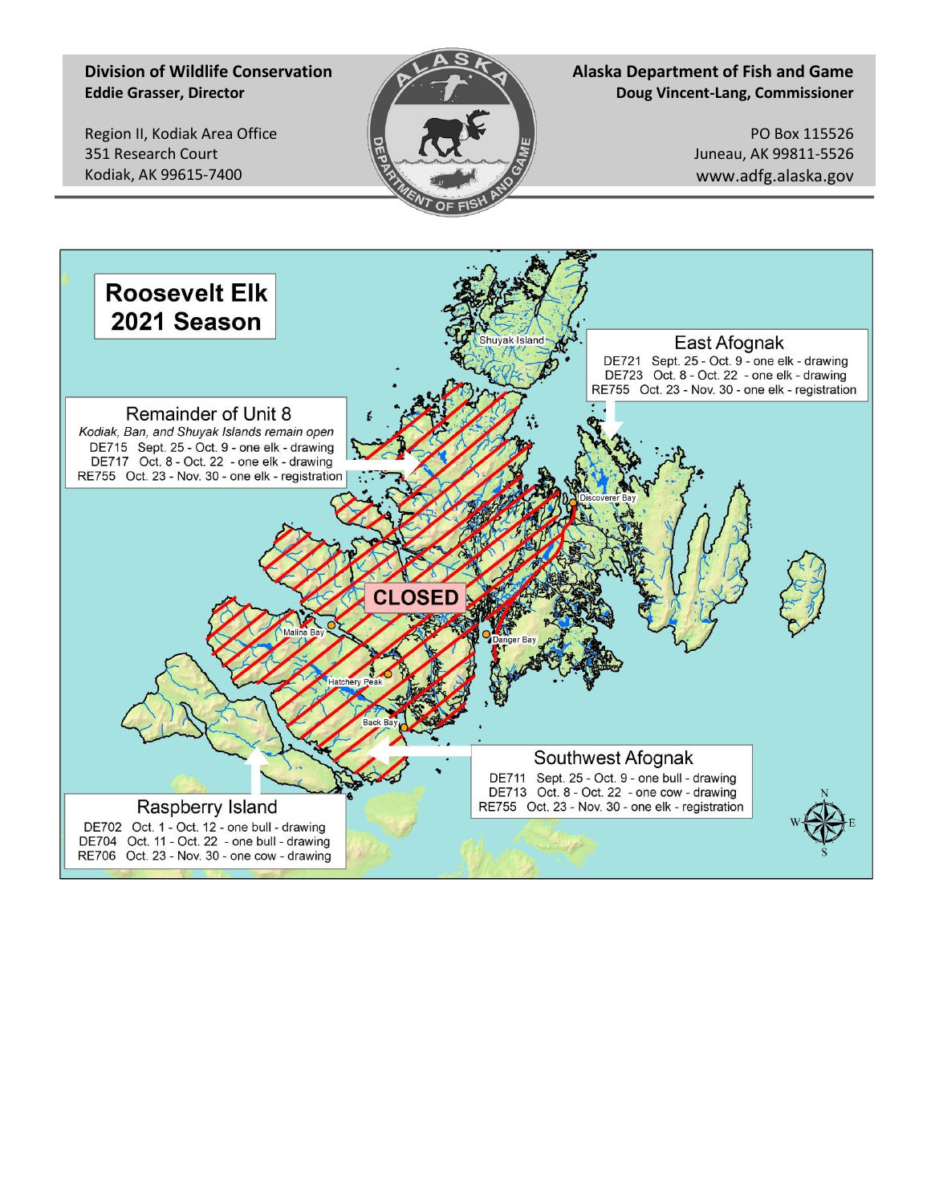Division of Wildlife Conservation
Eddie Grasser, Director

Region II, Kodiak Area Office
351 Research Court
Kodiak, AK 99615-7400

Alaska Department of Fish and Game
Doug Vincent-Lang, Commissioner

PO Box 115526
Juneau, AK 99811-5526
www.adfg.alaska.gov

# Roosevelt Elk 2021 Season

CLOSED

Shuyak Island

Discoverer Bay

Malina Bay

Danger Bay

Hatchery Peak

Back Bay

## East Afognak

DE721 Sept. 25 - Oct. 9 - one elk - drawing
DE723 Oct. 8 - Oct. 22 - one elk - drawing
RE755 Oct. 23 - Nov. 30 - one elk - registration

## Remainder of Unit 8

*Kodiak, Ban, and Shuyak Islands remain open*

DE715 Sept. 25 - Oct. 9 - one elk - drawing
DE717 Oct. 8 - Oct. 22 - one elk - drawing
RE755 Oct. 23 - Nov. 30 - one elk - registration

## Southwest Afognak

DE711 Sept. 25 - Oct. 9 - one bull - drawing
DE713 Oct. 8 - Oct. 22 - one cow - drawing
RE755 Oct. 23 - Nov. 30 - one elk - registration

## Raspberry Island

DE702 Oct. 1 - Oct. 12 - one bull - drawing
DE704 Oct. 11 - Oct. 22 - one bull - drawing
RE706 Oct. 23 - Nov. 30 - one cow - drawing

N
W E
S